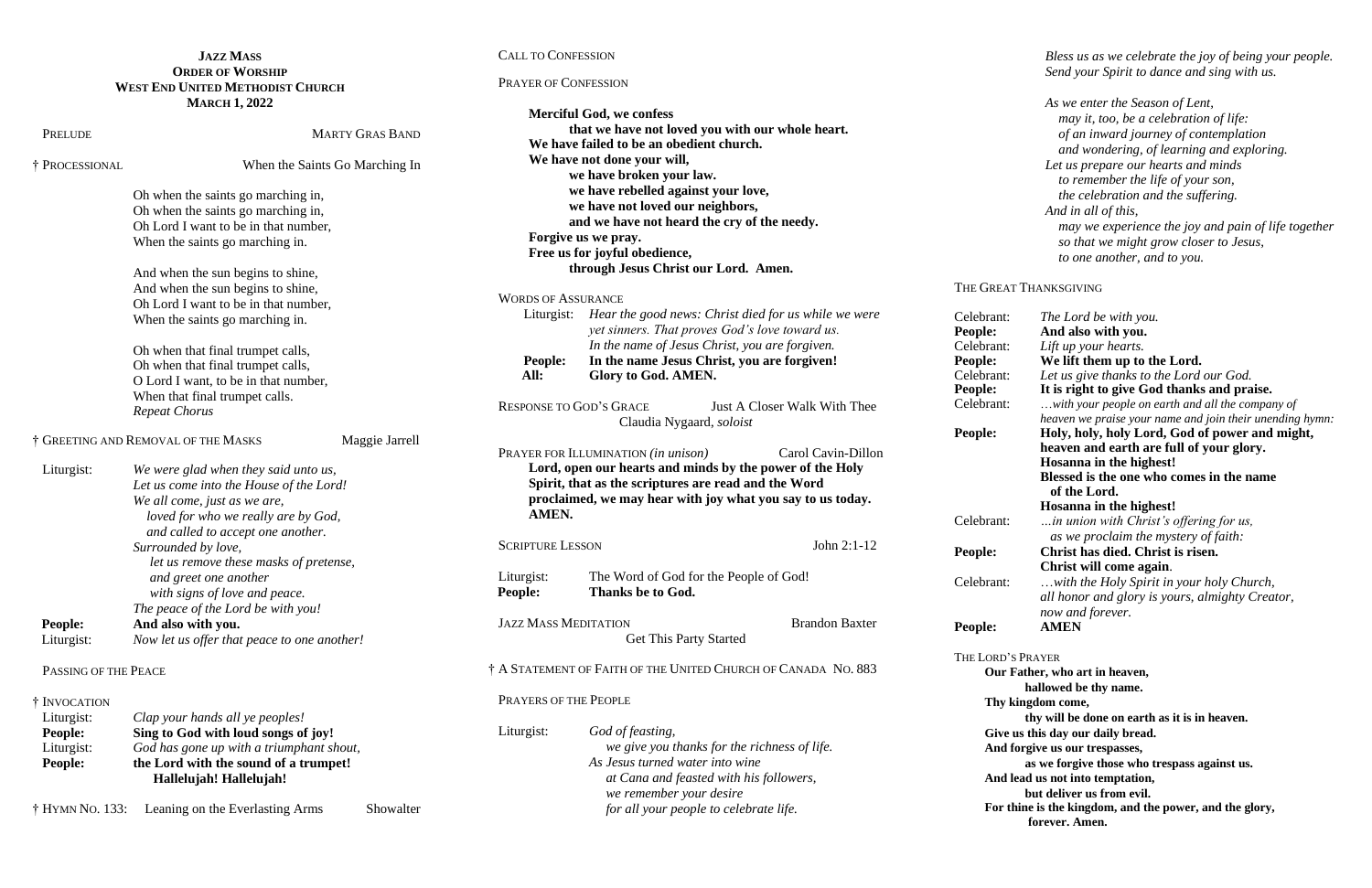**JAZZ MASS**
**ORDER OF WORSHIP**
**WEST END UNITED METHODIST CHURCH**
**MARCH 1, 2022**

PRELUDE — MARTY GRAS BAND

† PROCESSIONAL — When the Saints Go Marching In

Oh when the saints go marching in,
Oh when the saints go marching in,
Oh Lord I want to be in that number,
When the saints go marching in.

And when the sun begins to shine,
And when the sun begins to shine,
Oh Lord I want to be in that number,
When the saints go marching in.

Oh when that final trumpet calls,
Oh when that final trumpet calls,
O Lord I want, to be in that number,
When that final trumpet calls.
*Repeat Chorus*

† GREETING AND REMOVAL OF THE MASKS — Maggie Jarrell

Liturgist: *We were glad when they said unto us,*
*Let us come into the House of the Lord!*
*We all come, just as we are,*
*loved for who we really are by God,*
*and called to accept one another.*
*Surrounded by love,*
*let us remove these masks of pretense,*
*and greet one another*
*with signs of love and peace.*
*The peace of the Lord be with you!*
**People: And also with you.**
Liturgist: *Now let us offer that peace to one another!*

PASSING OF THE PEACE

† INVOCATION
Liturgist: *Clap your hands all ye peoples!*
**People: Sing to God with loud songs of joy!**
Liturgist: *God has gone up with a triumphant shout,*
**People: the Lord with the sound of a trumpet!**
**Hallelujah! Hallelujah!**

† HYMN NO. 133: Leaning on the Everlasting Arms — Showalter

CALL TO CONFESSION

PRAYER OF CONFESSION

**Merciful God, we confess**
**that we have not loved you with our whole heart.**
**We have failed to be an obedient church.**
**We have not done your will,**
**we have broken your law.**
**we have rebelled against your love,**
**we have not loved our neighbors,**
**and we have not heard the cry of the needy.**
**Forgive us we pray.**
**Free us for joyful obedience,**
**through Jesus Christ our Lord. Amen.**

WORDS OF ASSURANCE
Liturgist: *Hear the good news: Christ died for us while we were yet sinners. That proves God's love toward us. In the name of Jesus Christ, you are forgiven.*
**People: In the name Jesus Christ, you are forgiven!**
**All: Glory to God. AMEN.**

RESPONSE TO GOD'S GRACE — Just A Closer Walk With Thee
Claudia Nygaard, *soloist*

PRAYER FOR ILLUMINATION *(in unison)* — Carol Cavin-Dillon
**Lord, open our hearts and minds by the power of the Holy Spirit, that as the scriptures are read and the Word proclaimed, we may hear with joy what you say to us today. AMEN.**

SCRIPTURE LESSON — John 2:1-12

Liturgist: The Word of God for the People of God!
**People: Thanks be to God.**

JAZZ MASS MEDITATION — Brandon Baxter
Get This Party Started

† A STATEMENT OF FAITH OF THE UNITED CHURCH OF CANADA NO. 883

PRAYERS OF THE PEOPLE

Liturgist: *God of feasting,*
*we give you thanks for the richness of life.*
*As Jesus turned water into wine*
*at Cana and feasted with his followers,*
*we remember your desire*
*for all your people to celebrate life.*
*Bless us as we celebrate the joy of being your people.*
*Send your Spirit to dance and sing with us.*

*As we enter the Season of Lent,*
*may it, too, be a celebration of life:*
*of an inward journey of contemplation*
*and wondering, of learning and exploring.*
*Let us prepare our hearts and minds*
*to remember the life of your son,*
*the celebration and the suffering.*
*And in all of this,*
*may we experience the joy and pain of life together*
*so that we might grow closer to Jesus,*
*to one another, and to you.*

THE GREAT THANKSGIVING

Celebrant: *The Lord be with you.*
**People: And also with you.**
Celebrant: *Lift up your hearts.*
**People: We lift them up to the Lord.**
Celebrant: *Let us give thanks to the Lord our God.*
**People: It is right to give God thanks and praise.**
Celebrant: *…with your people on earth and all the company of heaven we praise your name and join their unending hymn:*
**People: Holy, holy, holy Lord, God of power and might, heaven and earth are full of your glory.**
**Hosanna in the highest!**
**Blessed is the one who comes in the name of the Lord.**
**Hosanna in the highest!**
Celebrant: *…in union with Christ's offering for us, as we proclaim the mystery of faith:*
**People: Christ has died. Christ is risen.**
**Christ will come again.**
Celebrant: *…with the Holy Spirit in your holy Church, all honor and glory is yours, almighty Creator, now and forever.*
**People: AMEN**

THE LORD'S PRAYER
**Our Father, who art in heaven,**
**hallowed be thy name.**
**Thy kingdom come,**
**thy will be done on earth as it is in heaven.**
**Give us this day our daily bread.**
**And forgive us our trespasses,**
**as we forgive those who trespass against us.**
**And lead us not into temptation,**
**but deliver us from evil.**
**For thine is the kingdom, and the power, and the glory, forever. Amen.**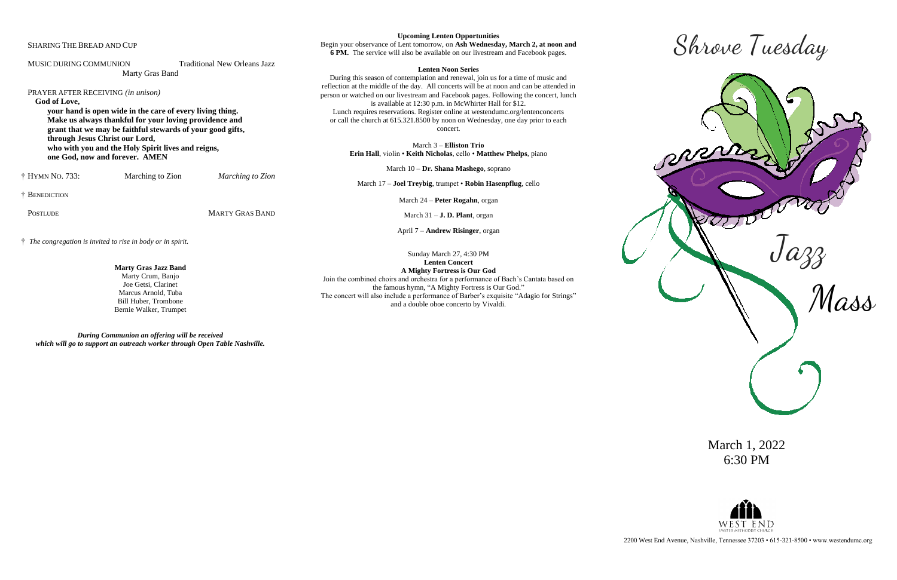SHARING THE BREAD AND CUP

MUSIC DURING COMMUNION — Traditional New Orleans Jazz
Marty Gras Band

PRAYER AFTER RECEIVING *(in unison)*

**God of Love,**
**your hand is open wide in the care of every living thing.**
**Make us always thankful for your loving providence and**
**grant that we may be faithful stewards of your good gifts,**
**through Jesus Christ our Lord,**
**who with you and the Holy Spirit lives and reigns,**
**one God, now and forever. AMEN**

† HYMN NO. 733: Marching to Zion — *Marching to Zion*

† BENEDICTION

POSTLUDE — MARTY GRAS BAND

† *The congregation is invited to rise in body or in spirit.*

**Marty Gras Jazz Band**
Marty Crum, Banjo
Joe Getsi, Clarinet
Marcus Arnold, Tuba
Bill Huber, Trombone
Bernie Walker, Trumpet

***During Communion an offering will be received which will go to support an outreach worker through Open Table Nashville.***

**Upcoming Lenten Opportunities**

Begin your observance of Lent tomorrow, on **Ash Wednesday, March 2, at noon and 6 PM.** The service will also be available on our livestream and Facebook pages.

**Lenten Noon Series**

During this season of contemplation and renewal, join us for a time of music and reflection at the middle of the day. All concerts will be at noon and can be attended in person or watched on our livestream and Facebook pages. Following the concert, lunch is available at 12:30 p.m. in McWhirter Hall for $12.
Lunch requires reservations. Register online at westendumc.org/lentenconcerts or call the church at 615.321.8500 by noon on Wednesday, one day prior to each concert.

March 3 – **Elliston Trio**
**Erin Hall**, violin • **Keith Nicholas**, cello • **Matthew Phelps**, piano

March 10 – **Dr. Shana Mashego**, soprano

March 17 – **Joel Treybig**, trumpet • **Robin Hasenpflug**, cello

March 24 – **Peter Rogahn**, organ

March 31 – **J. D. Plant**, organ

April 7 – **Andrew Risinger**, organ

Sunday March 27, 4:30 PM
**Lenten Concert**
**A Mighty Fortress is Our God**
Join the combined choirs and orchestra for a performance of Bach's Cantata based on the famous hymn, "A Mighty Fortress is Our God."
The concert will also include a performance of Barber's exquisite "Adagio for Strings" and a double oboe concerto by Vivaldi.

# Shrove Tuesday

## Jazz Mass

March 1, 2022
6:30 PM

WEST END UNITED METHODIST CHURCH

2200 West End Avenue, Nashville, Tennessee 37203 • 615-321-8500 • www.westendumc.org